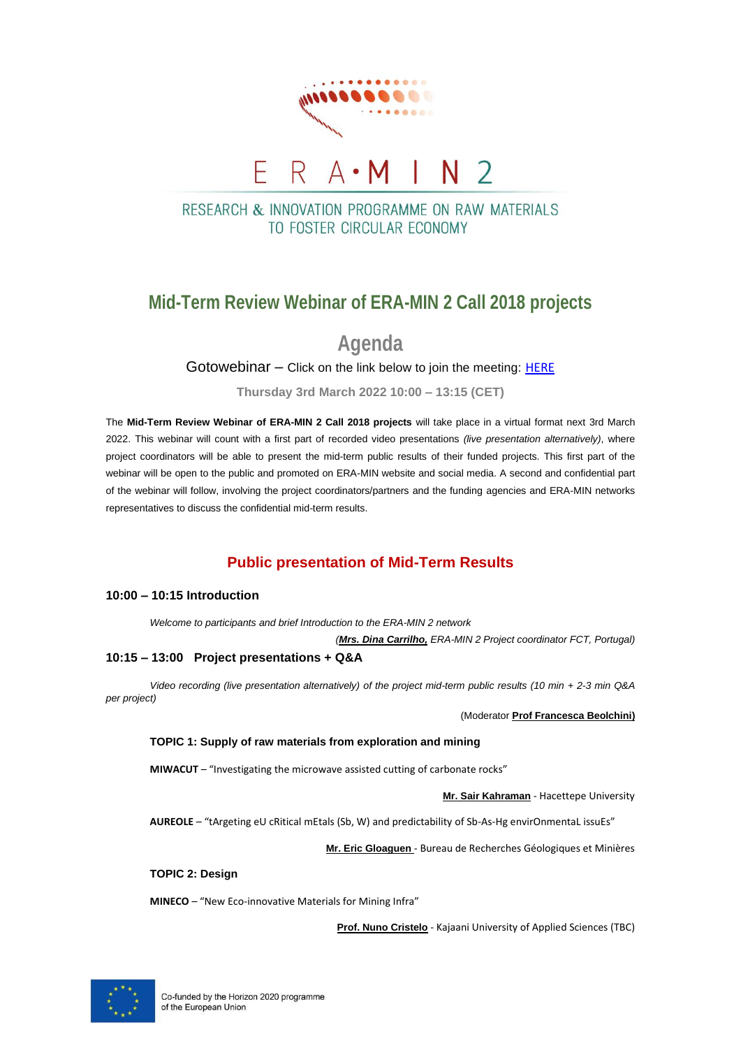# ERA-MIN 2

RESEARCH & INNOVATION PROGRAMME ON RAW MATERIALS TO FOSTER CIRCULAR ECONOMY

## Mid-Term Review Webinar of ERA-MIN 2 Call 2018 projects

## Agenda

Gotowebinar – Click on the link below to join the meeting: HERE

**Thursday 3rd March 2022 10:00 – 13:15 (CET)**

The **Mid-Term Review Webinar of ERA-MIN 2 Call 2018 projects** will take place in a virtual format next 3rd March 2022. This webinar will count with a first part of recorded video presentations *(live presentation alternatively)*, where project coordinators will be able to present the mid-term public results of their funded projects. This first part of the webinar will be open to the public and promoted on ERA-MIN website and social media. A second and confidential part of the webinar will follow, involving the project coordinators/partners and the funding agencies and ERA-MIN networks representatives to discuss the confidential mid-term results.

## Public presentation of Mid-Term Results

### 10:00 – 10:15 Introduction

*Welcome to participants and brief Introduction to the ERA-MIN 2 network*

*(**Mrs. Dina Carrilho,** ERA-MIN 2 Project coordinator FCT, Portugal)*

### 10:15 – 13:00 Project presentations + Q&A

*Video recording (live presentation alternatively) of the project mid-term public results (10 min + 2-3 min Q&A per project)*

(Moderator **Prof Francesca Beolchini)**

**TOPIC 1: Supply of raw materials from exploration and mining**

**MIWACUT** – "Investigating the microwave assisted cutting of carbonate rocks"

**Mr. Sair Kahraman** - Hacettepe University

**AUREOLE** – "tArgeting eU cRitical mEtals (Sb, W) and predictability of Sb-As-Hg envirOnmentaL issuEs"

**Mr. Eric Gloaguen** - Bureau de Recherches Géologiques et Minières

**TOPIC 2: Design**

**MINECO** – "New Eco-innovative Materials for Mining Infra"

**Prof. Nuno Cristelo** - Kajaani University of Applied Sciences (TBC)

Co-funded by the Horizon 2020 programme of the European Union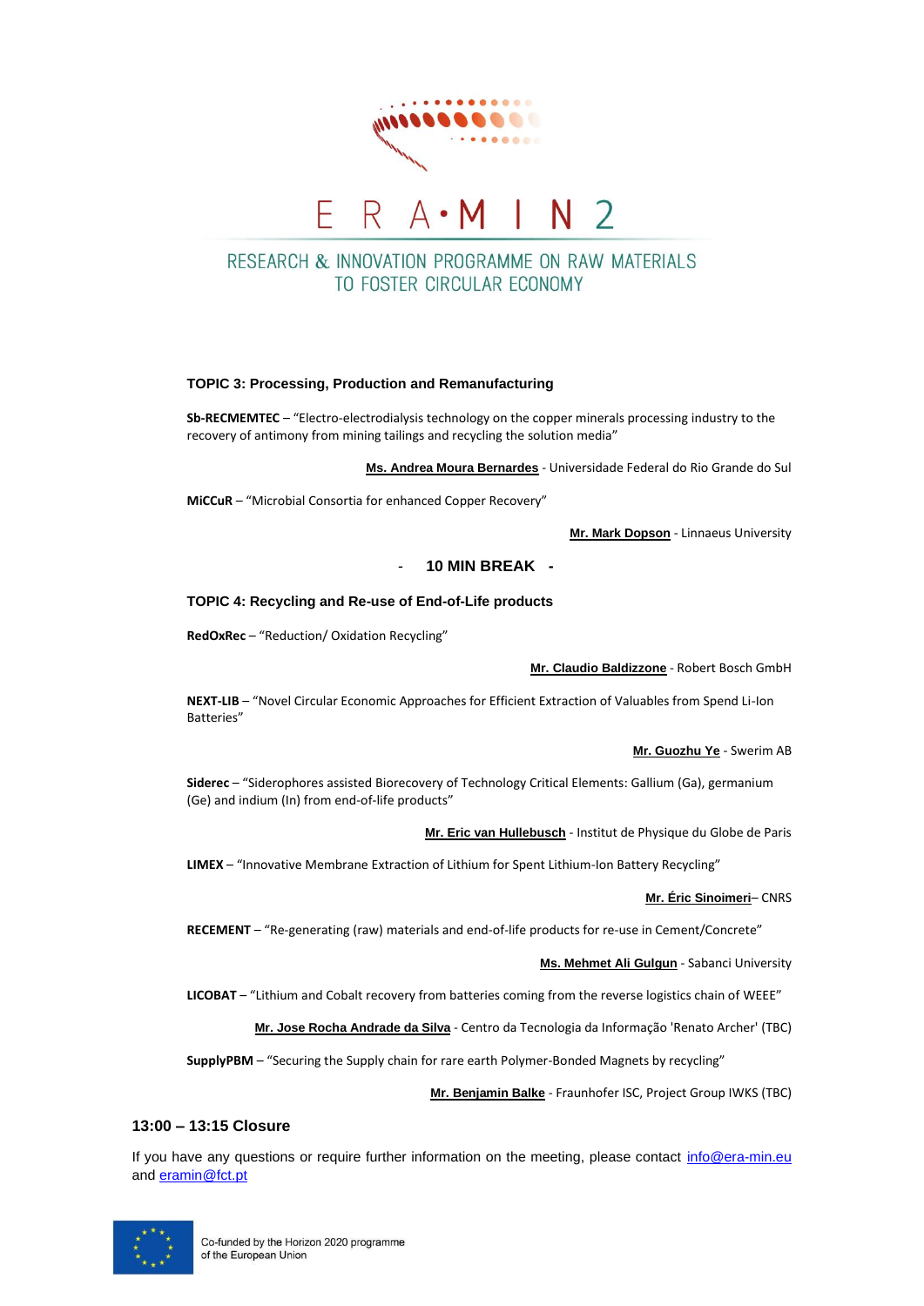E R A • M I N 2

RESEARCH & INNOVATION PROGRAMME ON RAW MATERIALS TO FOSTER CIRCULAR ECONOMY

### TOPIC 3: Processing, Production and Remanufacturing

**Sb-RECMEMTEC** – "Electro-electrodialysis technology on the copper minerals processing industry to the recovery of antimony from mining tailings and recycling the solution media"

**Ms. Andrea Moura Bernardes** - Universidade Federal do Rio Grande do Sul

**MiCCuR** – "Microbial Consortia for enhanced Copper Recovery"

**Mr. Mark Dopson** - Linnaeus University

**- 10 MIN BREAK -**

### TOPIC 4: Recycling and Re-use of End-of-Life products

**RedOxRec** – "Reduction/ Oxidation Recycling"

**Mr. Claudio Baldizzone** - Robert Bosch GmbH

**NEXT-LIB** – "Novel Circular Economic Approaches for Efficient Extraction of Valuables from Spend Li-Ion Batteries"

**Mr. Guozhu Ye** - Swerim AB

**Siderec** – "Siderophores assisted Biorecovery of Technology Critical Elements: Gallium (Ga), germanium (Ge) and indium (In) from end-of-life products"

**Mr. Eric van Hullebusch** - Institut de Physique du Globe de Paris

**LIMEX** – "Innovative Membrane Extraction of Lithium for Spent Lithium-Ion Battery Recycling"

**Mr. Éric Sinoimeri**– CNRS

**RECEMENT** – "Re-generating (raw) materials and end-of-life products for re-use in Cement/Concrete"

**Ms. Mehmet Ali Gulgun** - Sabanci University

**LICOBAT** – "Lithium and Cobalt recovery from batteries coming from the reverse logistics chain of WEEE"

**Mr. Jose Rocha Andrade da Silva** - Centro da Tecnologia da Informação 'Renato Archer' (TBC)

**SupplyPBM** – "Securing the Supply chain for rare earth Polymer-Bonded Magnets by recycling"

**Mr. Benjamin Balke** - Fraunhofer ISC, Project Group IWKS (TBC)

### 13:00 – 13:15 Closure

If you have any questions or require further information on the meeting, please contact info@era-min.eu and eramin@fct.pt

Co-funded by the Horizon 2020 programme of the European Union